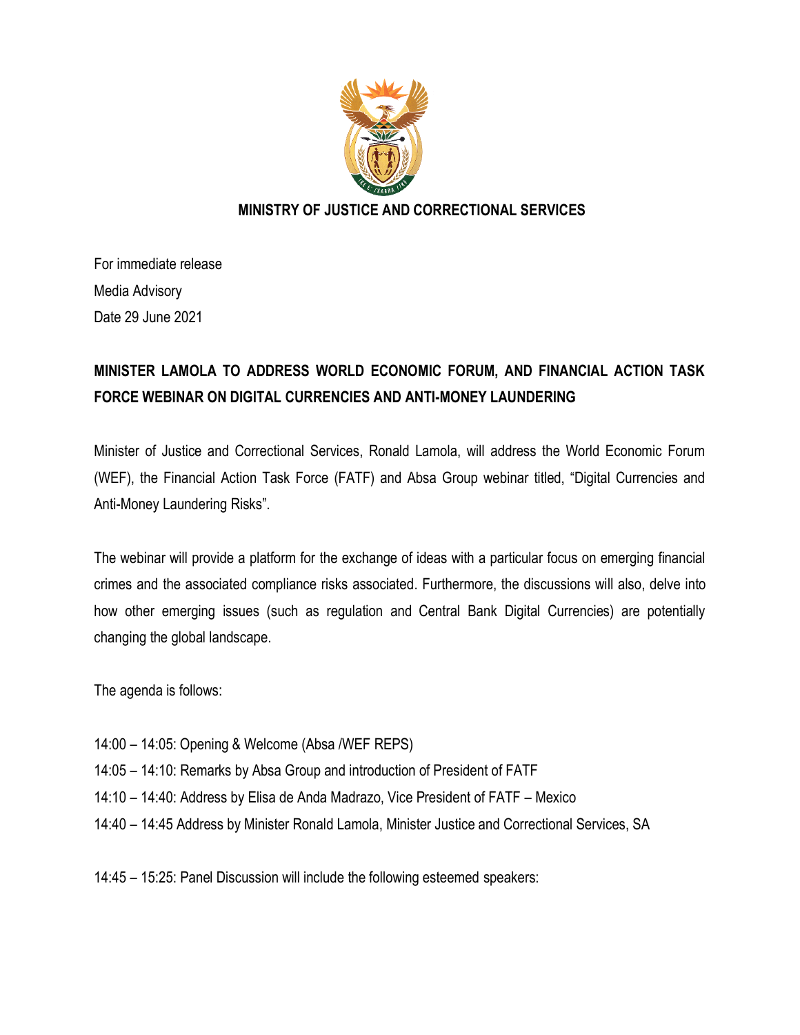**MINISTRY OF JUSTICE AND CORRECTIONAL SERVICES**

For immediate release
Media Advisory
Date 29 June 2021

# MINISTER LAMOLA TO ADDRESS WORLD ECONOMIC FORUM, AND FINANCIAL ACTION TASK FORCE WEBINAR ON DIGITAL CURRENCIES AND ANTI-MONEY LAUNDERING

Minister of Justice and Correctional Services, Ronald Lamola, will address the World Economic Forum (WEF), the Financial Action Task Force (FATF) and Absa Group webinar titled, "Digital Currencies and Anti-Money Laundering Risks".

The webinar will provide a platform for the exchange of ideas with a particular focus on emerging financial crimes and the associated compliance risks associated. Furthermore, the discussions will also, delve into how other emerging issues (such as regulation and Central Bank Digital Currencies) are potentially changing the global landscape.

The agenda is follows:

14:00 – 14:05: Opening & Welcome (Absa /WEF REPS)
14:05 – 14:10: Remarks by Absa Group and introduction of President of FATF
14:10 – 14:40: Address by Elisa de Anda Madrazo, Vice President of FATF – Mexico
14:40 – 14:45 Address by Minister Ronald Lamola, Minister Justice and Correctional Services, SA

14:45 – 15:25: Panel Discussion will include the following esteemed speakers: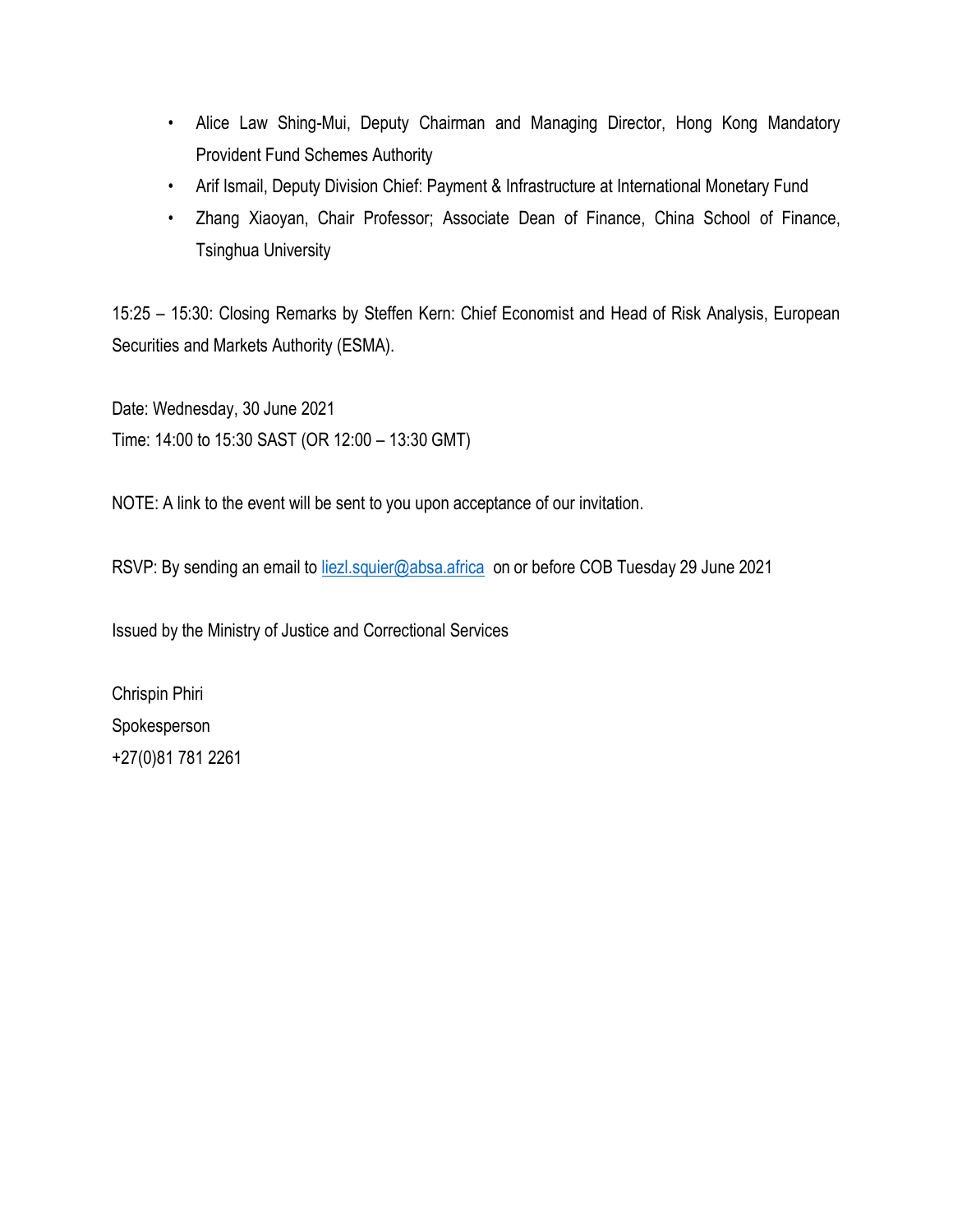- Alice Law Shing-Mui, Deputy Chairman and Managing Director, Hong Kong Mandatory Provident Fund Schemes Authority
- Arif Ismail, Deputy Division Chief: Payment & Infrastructure at International Monetary Fund
- Zhang Xiaoyan, Chair Professor; Associate Dean of Finance, China School of Finance, Tsinghua University

15:25 – 15:30: Closing Remarks by Steffen Kern: Chief Economist and Head of Risk Analysis, European Securities and Markets Authority (ESMA).

Date: Wednesday, 30 June 2021
Time: 14:00 to 15:30 SAST (OR 12:00 – 13:30 GMT)

NOTE: A link to the event will be sent to you upon acceptance of our invitation.

RSVP: By sending an email to liezl.squier@absa.africa on or before COB Tuesday 29 June 2021

Issued by the Ministry of Justice and Correctional Services

Chrispin Phiri
Spokesperson
+27(0)81 781 2261